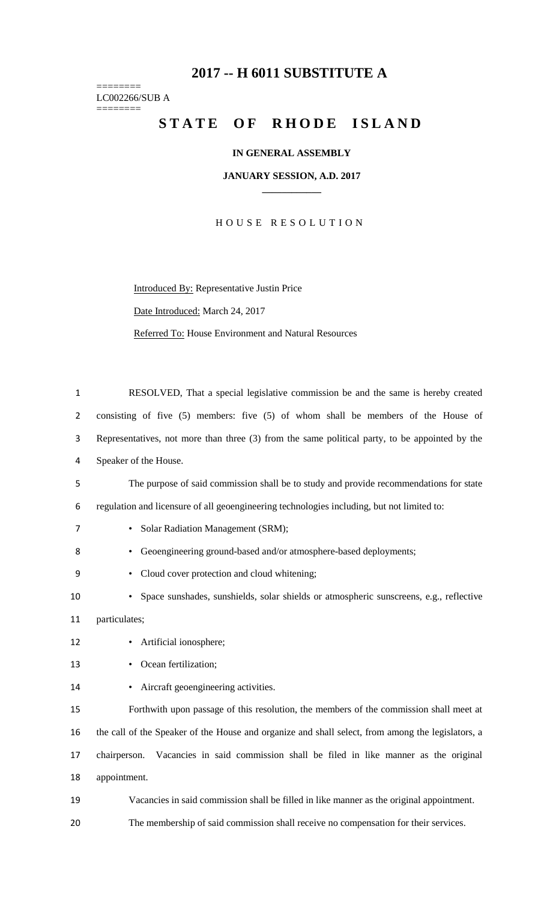# 2017 -- H 6011 SUBSTITUTE A

========
LC002266/SUB A
========

## STATE OF RHODE ISLAND

**IN GENERAL ASSEMBLY**

**JANUARY SESSION, A.D. 2017**

H O U S E   R E S O L U T I O N

Introduced By: Representative Justin Price

Date Introduced: March 24, 2017

Referred To: House Environment and Natural Resources

RESOLVED, That a special legislative commission be and the same is hereby created consisting of five (5) members: five (5) of whom shall be members of the House of Representatives, not more than three (3) from the same political party, to be appointed by the Speaker of the House.

The purpose of said commission shall be to study and provide recommendations for state regulation and licensure of all geoengineering technologies including, but not limited to:

- Solar Radiation Management (SRM);
- Geoengineering ground-based and/or atmosphere-based deployments;
- Cloud cover protection and cloud whitening;
- Space sunshades, sunshields, solar shields or atmospheric sunscreens, e.g., reflective particulates;
- Artificial ionosphere;
- Ocean fertilization;
- Aircraft geoengineering activities.

Forthwith upon passage of this resolution, the members of the commission shall meet at the call of the Speaker of the House and organize and shall select, from among the legislators, a chairperson. Vacancies in said commission shall be filed in like manner as the original appointment.

Vacancies in said commission shall be filled in like manner as the original appointment.

The membership of said commission shall receive no compensation for their services.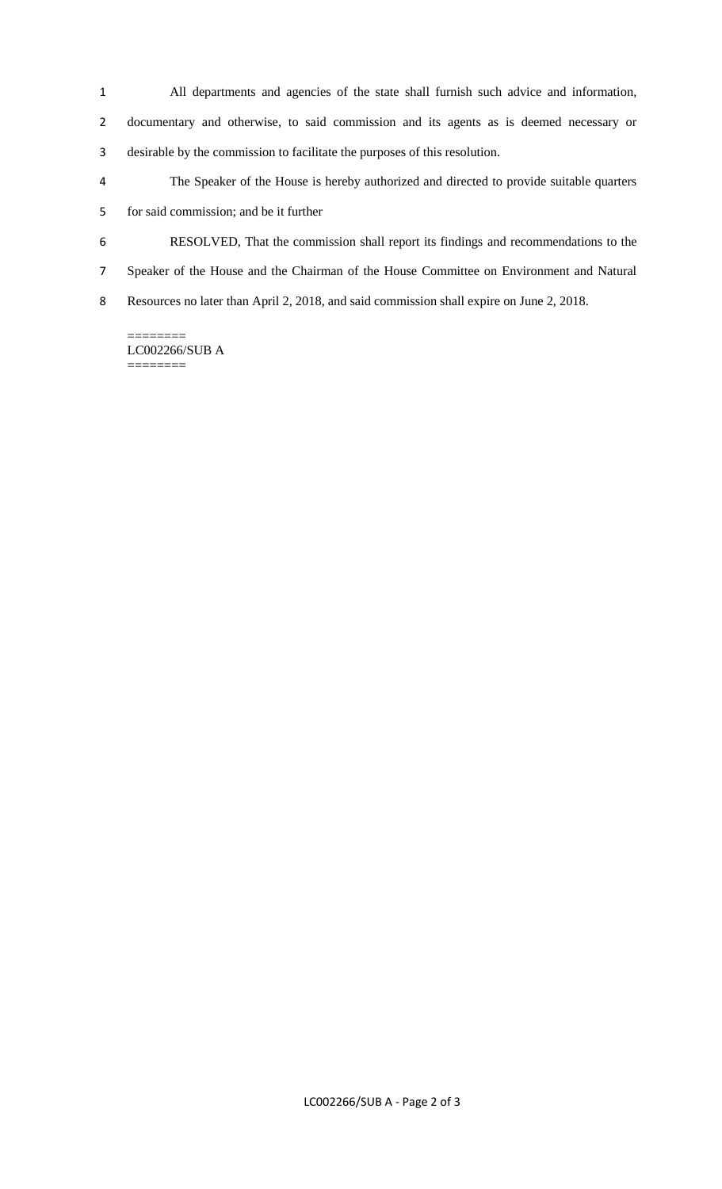All departments and agencies of the state shall furnish such advice and information, documentary and otherwise, to said commission and its agents as is deemed necessary or desirable by the commission to facilitate the purposes of this resolution.

The Speaker of the House is hereby authorized and directed to provide suitable quarters for said commission; and be it further

RESOLVED, That the commission shall report its findings and recommendations to the Speaker of the House and the Chairman of the House Committee on Environment and Natural Resources no later than April 2, 2018, and said commission shall expire on June 2, 2018.

========
LC002266/SUB A
========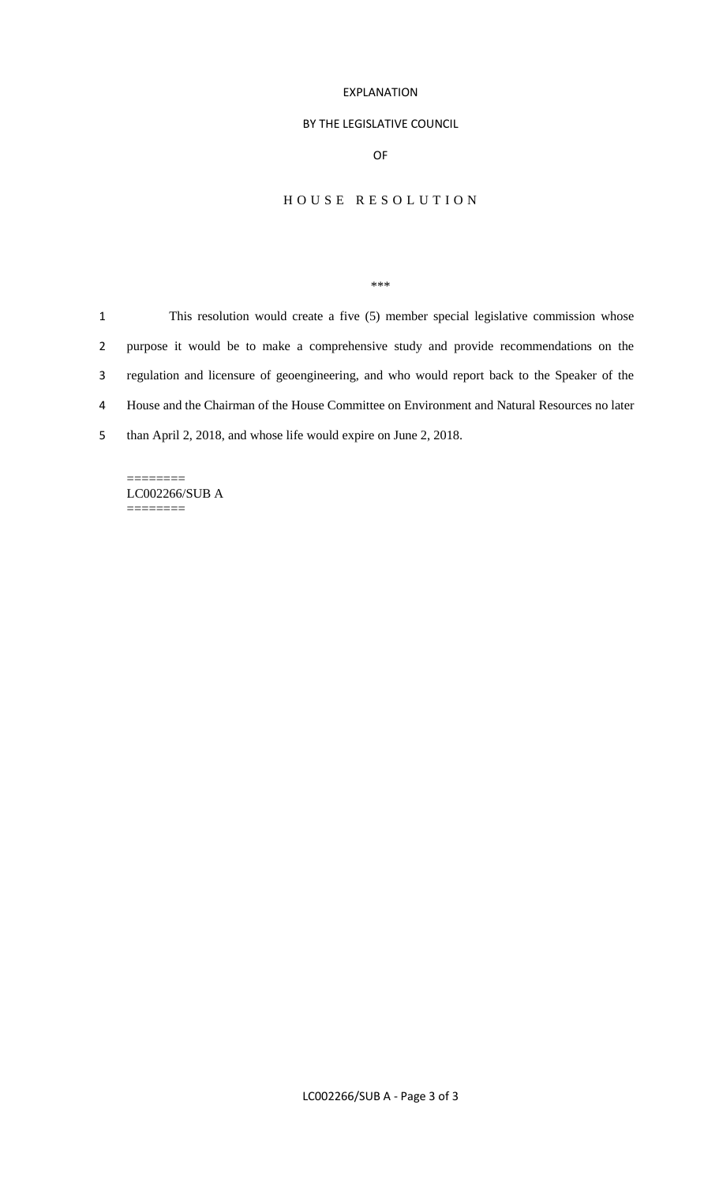EXPLANATION

BY THE LEGISLATIVE COUNCIL

OF

H O U S E   R E S O L U T I O N

\*\*\*

This resolution would create a five (5) member special legislative commission whose purpose it would be to make a comprehensive study and provide recommendations on the regulation and licensure of geoengineering, and who would report back to the Speaker of the House and the Chairman of the House Committee on Environment and Natural Resources no later than April 2, 2018, and whose life would expire on June 2, 2018.

========
LC002266/SUB A
========